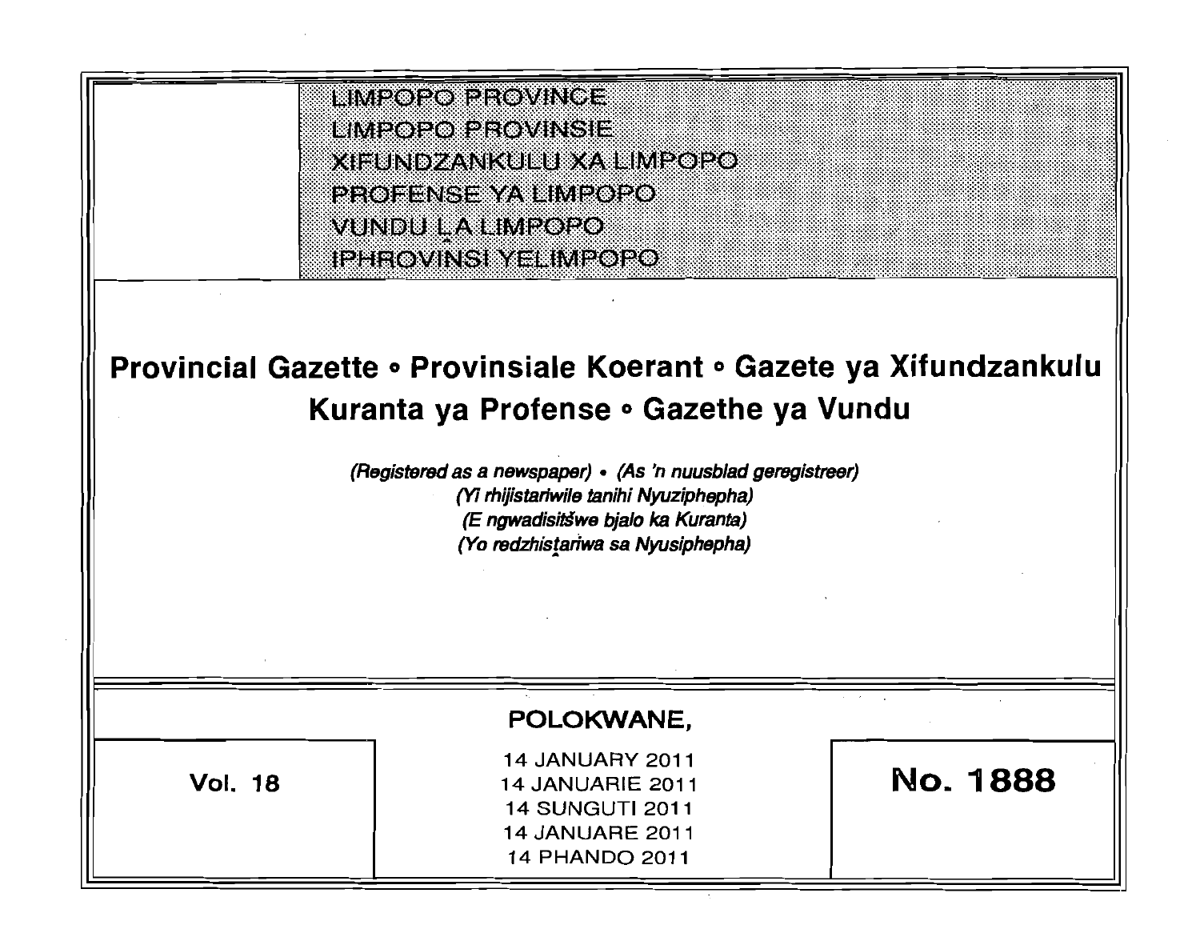LIMPOPO PROVINCE
LIMPOPO PROVINSIE
XIFUNDZANKULU XA LIMPOPO
PROFENSE YA LIMPOPO
VUNDU LA LIMPOPO
IPHROVINSI YELIMPOPO

# Provincial Gazette • Provinsiale Koerant • Gazete ya Xifundzankulu Kuranta ya Profense • Gazethe ya Vundu

*(Registered as a newspaper) • (As 'n nuusblad geregistreer)*
*(Yi rhijistariwile tanihi Nyuziphepha)*
*(E ngwadisitšwe bjalo ka Kuranta)*
*(Yo redzhistariwa sa Nyusiphepha)*

**POLOKWANE,**

14 JANUARY 2011
14 JANUARIE 2011
14 SUNGUTI 2011
14 JANUARE 2011
14 PHANDO 2011

**Vol. 18**

**No. 1888**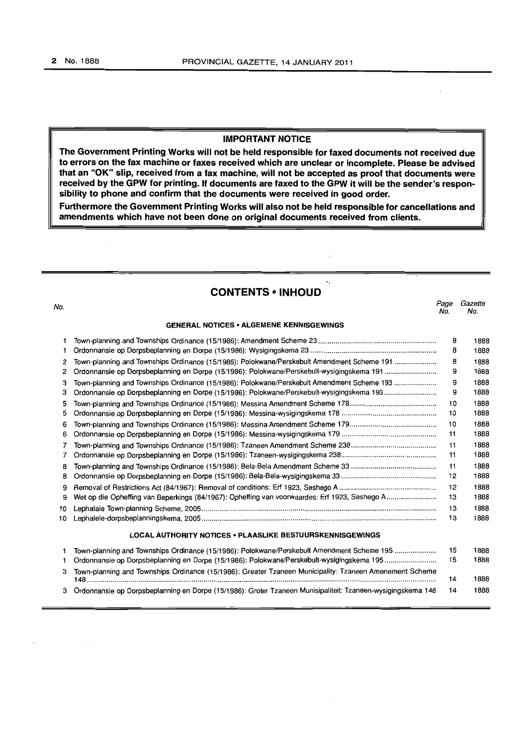**IMPORTANT NOTICE**

**The Government Printing Works will not be held responsible for faxed documents not received due to errors on the fax machine or faxes received which are unclear or incomplete. Please be advised that an "OK" slip, received from a fax machine, will not be accepted as proof that documents were received by the GPW for printing. If documents are faxed to the GPW it will be the sender's responsibility to phone and confirm that the documents were received in good order.**

**Furthermore the Government Printing Works will also not be held responsible for cancellations and amendments which have not been done on original documents received from clients.**

## CONTENTS • INHOUD

| No. | | Page No. | Gazette No. |
|---|---|---|---|
| | **GENERAL NOTICES • ALGEMENE KENNISGEWINGS** | | |
| 1 | Town-planning and Townships Ordinance (15/1986): Amendment Scheme 23 | 8 | 1888 |
| 1 | Ordonnansie op Dorpsbeplanning en Dorpe (15/1986): Wysigingskema 23 | 8 | 1888 |
| 2 | Town-planning and Townships Ordinance (15/1986): Polokwane/Perskebult Amendment Scheme 191 | 8 | 1888 |
| 2 | Ordonnansie op Dorpsbeplanning en Dorpe (15/1986): Polokwane/Perskebult-wysigingskema 191 | 9 | 1888 |
| 3 | Town-planning and Townships Ordinance (15/1986): Polokwane/Perskebult Amendment Scheme 193 | 9 | 1888 |
| 3 | Ordonnansie op Dorpsbeplanning en Dorpe (15/1986): Polokwane/Perskebult-wysigingskema 193 | 9 | 1888 |
| 5 | Town-planning and Townships Ordinance (15/1986): Messina Amendment Scheme 178 | 10 | 1888 |
| 5 | Ordonnansie op Dorpsbeplanning en Dorpe (15/1986): Messina-wysigingskema 178 | 10 | 1888 |
| 6 | Town-planning and Townships Ordinance (15/1986): Messina Amendment Scheme 179 | 10 | 1888 |
| 6 | Ordonnansie op Dorpsbeplanning en Dorpe (15/1986): Messina-wysigingskema 179 | 11 | 1888 |
| 7 | Town-planning and Townships Ordinance (15/1986): Tzaneen Amendment Scheme 238 | 11 | 1888 |
| 7 | Ordonnansie op Dorpsbeplanning en Dorpe (15/1986): Tzaneen-wysigingskema 238 | 11 | 1888 |
| 8 | Town-planning and Townships Ordinance (15/1986): Bela-Bela Amendment Scheme 33 | 11 | 1888 |
| 8 | Ordonnansie op Dorpsbeplanning en Dorpe (15/1986): Bela-Bela-wysigingskema 33 | 12 | 1888 |
| 9 | Removal of Restrictions Act (84/1967): Removal of conditions: Erf 1923, Seshego A | 12 | 1888 |
| 9 | Wet op die Opheffing van Beperkings (84/1967): Opheffing van voorwaardes: Erf 1923, Seshego A | 13 | 1888 |
| 10 | Lephalale Town-planning Scheme, 2005 | 13 | 1888 |
| 10 | Lephalele-dorpsbeplanningskema, 2005 | 13 | 1888 |
| | **LOCAL AUTHORITY NOTICES • PLAASLIKE BESTUURSKENNISGEWINGS** | | |
| 1 | Town-planning and Townships Ordinance (15/1986): Polokwane/Perskebult Amendment Scheme 195 | 15 | 1888 |
| 1 | Ordonnansie op Dorpsbeplanning en Dorpe (15/1986): Polokwane/Perskebult-wysigingskema 195 | 15 | 1888 |
| 3 | Town-planning and Townships Ordinance (15/1986): Greater Tzaneen Municipality: Tzaneen Amenement Scheme 148 | 14 | 1888 |
| 3 | Ordonnansie op Dorpsbeplanning en Dorpe (15/1986): Groter Tzaneen Munisipaliteit: Tzaneen-wysigingskema 148 | 14 | 1888 |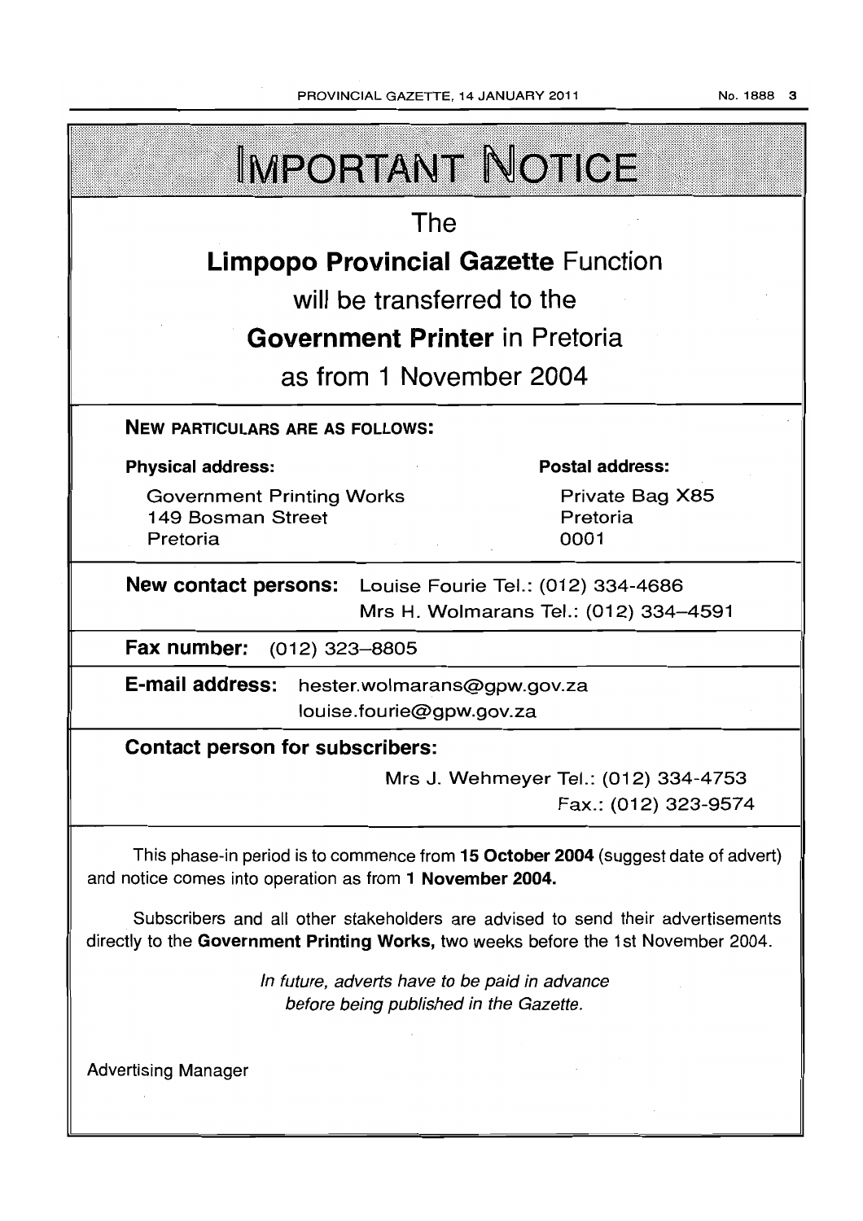# IMPORTANT NOTICE

The

**Limpopo Provincial Gazette** Function

will be transferred to the

**Government Printer** in Pretoria

as from 1 November 2004

**NEW PARTICULARS ARE AS FOLLOWS:**

**Physical address:**

Government Printing Works
149 Bosman Street
Pretoria

**Postal address:**

Private Bag X85
Pretoria
0001

**New contact persons:** Louise Fourie Tel.: (012) 334-4686
Mrs H. Wolmarans Tel.: (012) 334–4591

**Fax number:** (012) 323–8805

**E-mail address:** hester.wolmarans@gpw.gov.za
louise.fourie@gpw.gov.za

**Contact person for subscribers:**

Mrs J. Wehmeyer Tel.: (012) 334-4753
Fax.: (012) 323-9574

This phase-in period is to commence from **15 October 2004** (suggest date of advert) and notice comes into operation as from **1 November 2004.**

Subscribers and all other stakeholders are advised to send their advertisements directly to the **Government Printing Works,** two weeks before the 1st November 2004.

*In future, adverts have to be paid in advance before being published in the Gazette.*

Advertising Manager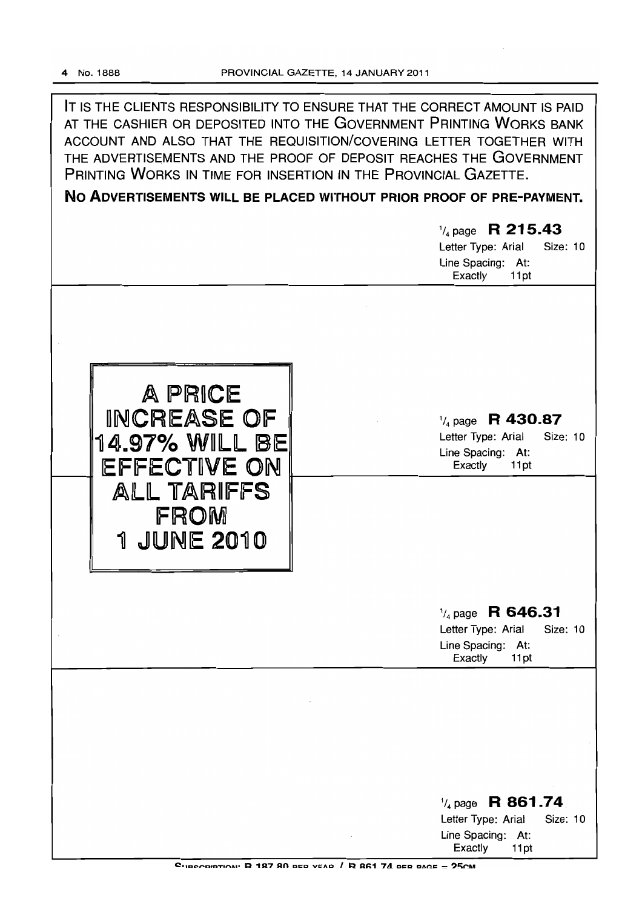IT IS THE CLIENTS RESPONSIBILITY TO ENSURE THAT THE CORRECT AMOUNT IS PAID AT THE CASHIER OR DEPOSITED INTO THE GOVERNMENT PRINTING WORKS BANK ACCOUNT AND ALSO THAT THE REQUISITION/COVERING LETTER TOGETHER WITH THE ADVERTISEMENTS AND THE PROOF OF DEPOSIT REACHES THE GOVERNMENT PRINTING WORKS IN TIME FOR INSERTION IN THE PROVINCIAL GAZETTE.

**NO ADVERTISEMENTS WILL BE PLACED WITHOUT PRIOR PROOF OF PRE-PAYMENT.**

¼ page **R 215.43**
Letter Type: Arial Size: 10
Line Spacing: At: Exactly 11pt

**A PRICE INCREASE OF 14.97% WILL BE EFFECTIVE ON ALL TARIFFS FROM 1 JUNE 2010**

¼ page **R 430.87**
Letter Type: Arial Size: 10
Line Spacing: At: Exactly 11pt

¼ page **R 646.31**
Letter Type: Arial Size: 10
Line Spacing: At: Exactly 11pt

¼ page **R 861.74**
Letter Type: Arial Size: 10
Line Spacing: At: Exactly 11pt

SUBSCRIPTION: R 187.80 PER YEAR / R 861.74 PER PAGE = 25CM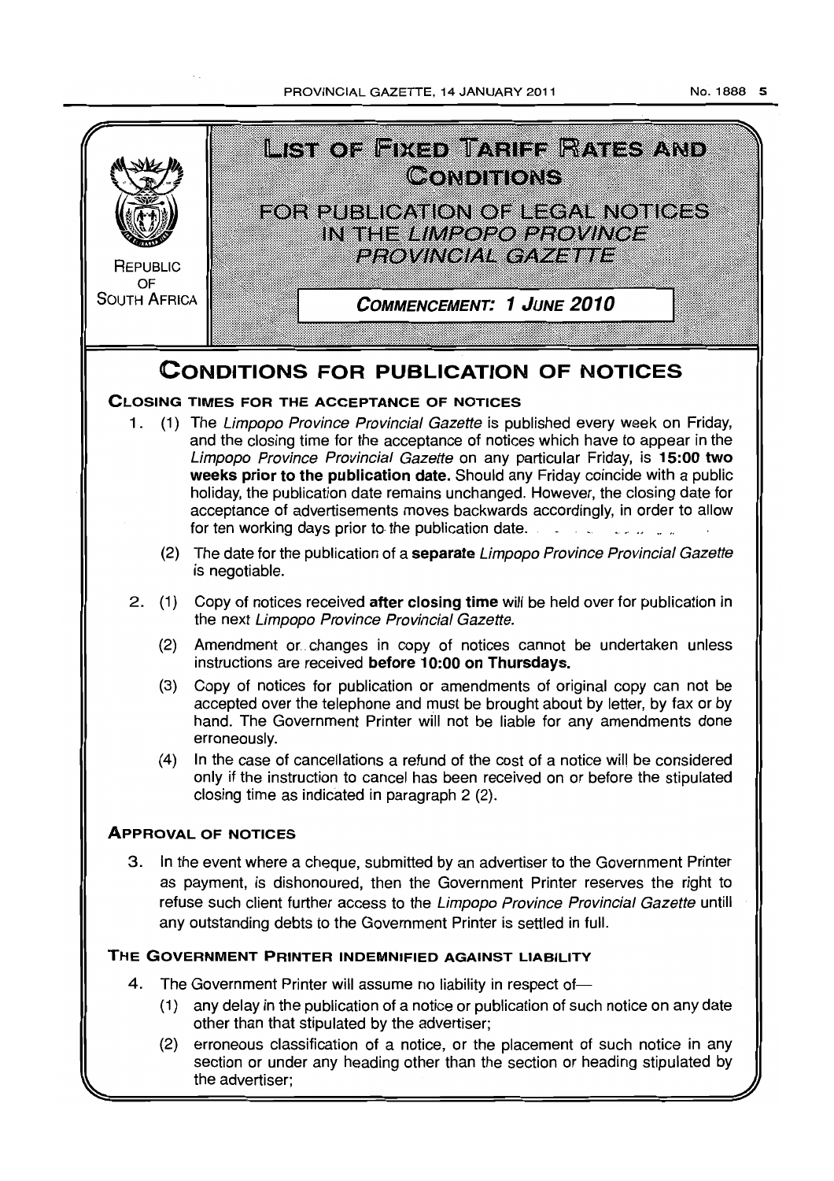REPUBLIC OF SOUTH AFRICA

# LIST OF FIXED TARIFF RATES AND CONDITIONS

## FOR PUBLICATION OF LEGAL NOTICES IN THE *LIMPOPO PROVINCE PROVINCIAL GAZETTE*

***COMMENCEMENT: 1 JUNE 2010***

# CONDITIONS FOR PUBLICATION OF NOTICES

### CLOSING TIMES FOR THE ACCEPTANCE OF NOTICES

1. (1) The *Limpopo Province Provincial Gazette* is published every week on Friday, and the closing time for the acceptance of notices which have to appear in the *Limpopo Province Provincial Gazette* on any particular Friday, is **15:00 two weeks prior to the publication date.** Should any Friday coincide with a public holiday, the publication date remains unchanged. However, the closing date for acceptance of advertisements moves backwards accordingly, in order to allow for ten working days prior to the publication date.

   (2) The date for the publication of a **separate** *Limpopo Province Provincial Gazette* is negotiable.

2. (1) Copy of notices received **after closing time** will be held over for publication in the next *Limpopo Province Provincial Gazette*.

   (2) Amendment or changes in copy of notices cannot be undertaken unless instructions are received **before 10:00 on Thursdays.**

   (3) Copy of notices for publication or amendments of original copy can not be accepted over the telephone and must be brought about by letter, by fax or by hand. The Government Printer will not be liable for any amendments done erroneously.

   (4) In the case of cancellations a refund of the cost of a notice will be considered only if the instruction to cancel has been received on or before the stipulated closing time as indicated in paragraph 2 (2).

### APPROVAL OF NOTICES

3. In the event where a cheque, submitted by an advertiser to the Government Printer as payment, is dishonoured, then the Government Printer reserves the right to refuse such client further access to the *Limpopo Province Provincial Gazette* untill any outstanding debts to the Government Printer is settled in full.

### THE GOVERNMENT PRINTER INDEMNIFIED AGAINST LIABILITY

4. The Government Printer will assume no liability in respect of—

   (1) any delay in the publication of a notice or publication of such notice on any date other than that stipulated by the advertiser;

   (2) erroneous classification of a notice, or the placement of such notice in any section or under any heading other than the section or heading stipulated by the advertiser;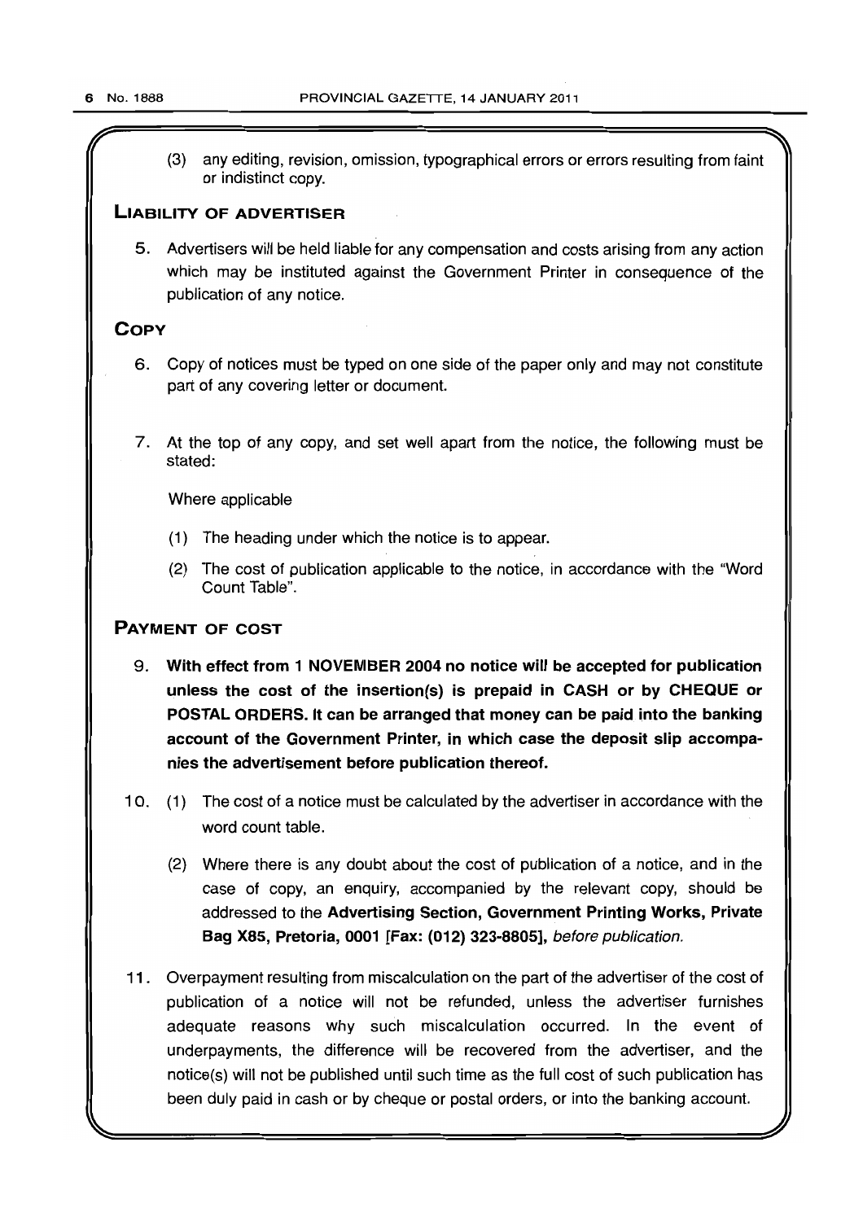(3) any editing, revision, omission, typographical errors or errors resulting from faint or indistinct copy.

## LIABILITY OF ADVERTISER

5. Advertisers will be held liable for any compensation and costs arising from any action which may be instituted against the Government Printer in consequence of the publication of any notice.

## COPY

6. Copy of notices must be typed on one side of the paper only and may not constitute part of any covering letter or document.

7. At the top of any copy, and set well apart from the notice, the following must be stated:

   Where applicable

   (1) The heading under which the notice is to appear.

   (2) The cost of publication applicable to the notice, in accordance with the "Word Count Table".

## PAYMENT OF COST

9. **With effect from 1 NOVEMBER 2004 no notice will be accepted for publication unless the cost of the insertion(s) is prepaid in CASH or by CHEQUE or POSTAL ORDERS. It can be arranged that money can be paid into the banking account of the Government Printer, in which case the deposit slip accompanies the advertisement before publication thereof.**

10. (1) The cost of a notice must be calculated by the advertiser in accordance with the word count table.

    (2) Where there is any doubt about the cost of publication of a notice, and in the case of copy, an enquiry, accompanied by the relevant copy, should be addressed to the **Advertising Section, Government Printing Works, Private Bag X85, Pretoria, 0001 [Fax: (012) 323-8805],** *before publication.*

11. Overpayment resulting from miscalculation on the part of the advertiser of the cost of publication of a notice will not be refunded, unless the advertiser furnishes adequate reasons why such miscalculation occurred. In the event of underpayments, the difference will be recovered from the advertiser, and the notice(s) will not be published until such time as the full cost of such publication has been duly paid in cash or by cheque or postal orders, or into the banking account.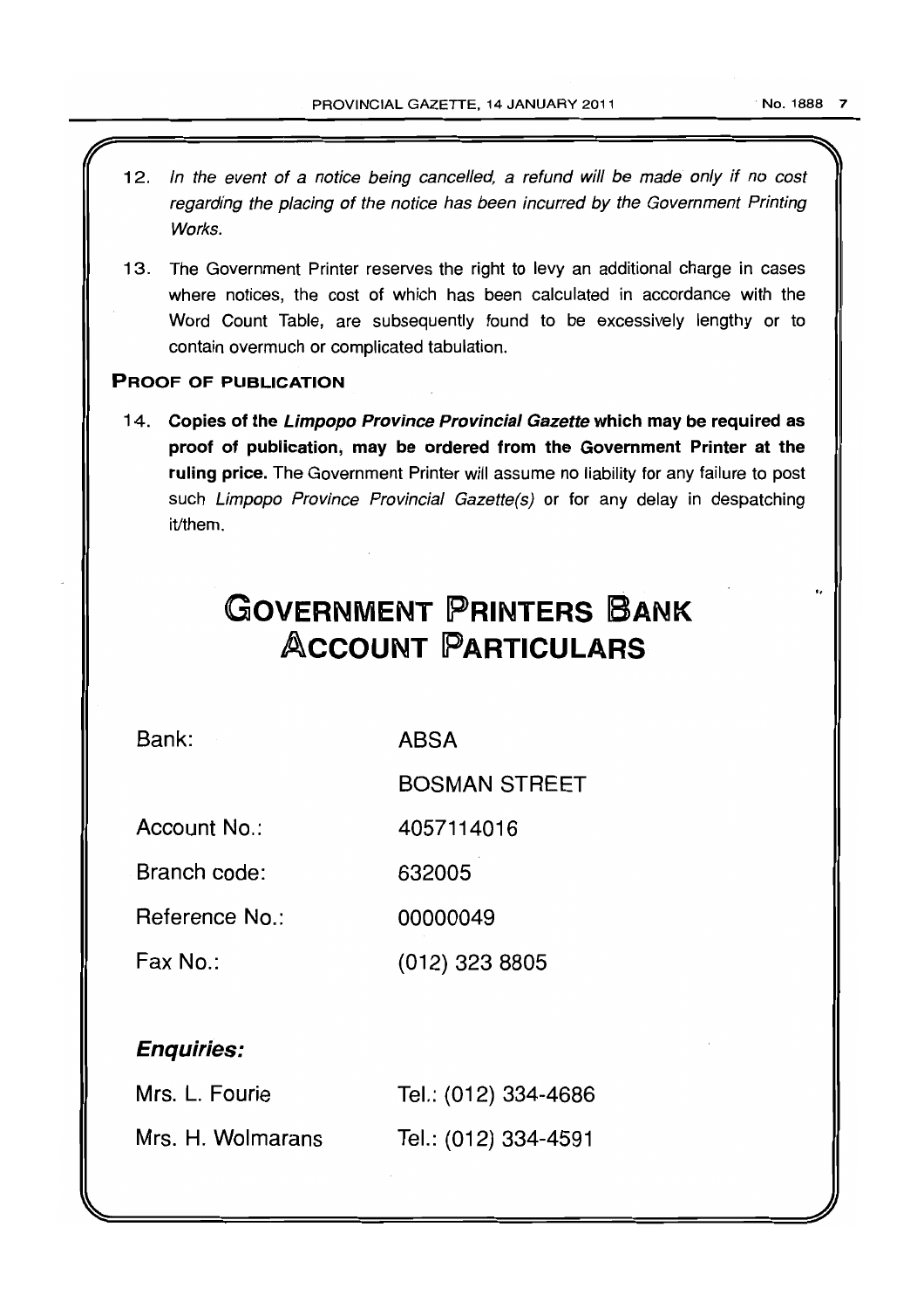12. *In the event of a notice being cancelled, a refund will be made only if no cost regarding the placing of the notice has been incurred by the Government Printing Works.*

13. The Government Printer reserves the right to levy an additional charge in cases where notices, the cost of which has been calculated in accordance with the Word Count Table, are subsequently found to be excessively lengthy or to contain overmuch or complicated tabulation.

**PROOF OF PUBLICATION**

14. **Copies of the *Limpopo Province Provincial Gazette* which may be required as proof of publication, may be ordered from the Government Printer at the ruling price.** The Government Printer will assume no liability for any failure to post such *Limpopo Province Provincial Gazette(s)* or for any delay in despatching it/them.

# GOVERNMENT PRINTERS BANK ACCOUNT PARTICULARS

| | |
|---|---|
| Bank: | ABSA |
| | BOSMAN STREET |
| Account No.: | 4057114016 |
| Branch code: | 632005 |
| Reference No.: | 00000049 |
| Fax No.: | (012) 323 8805 |

***Enquiries:***

| | |
|---|---|
| Mrs. L. Fourie | Tel.: (012) 334-4686 |
| Mrs. H. Wolmarans | Tel.: (012) 334-4591 |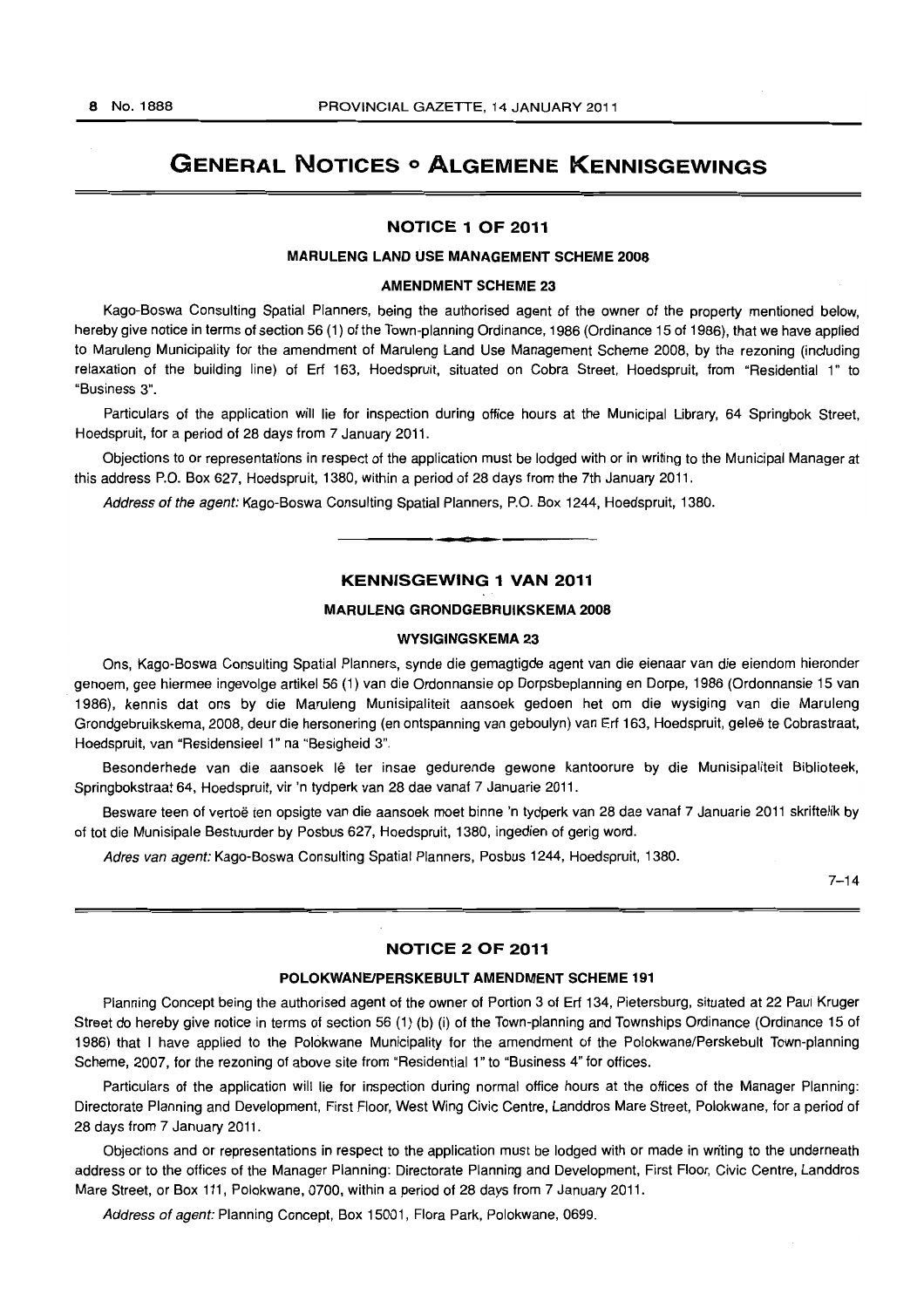# GENERAL NOTICES • ALGEMENE KENNISGEWINGS

## NOTICE 1 OF 2011

### MARULENG LAND USE MANAGEMENT SCHEME 2008

### AMENDMENT SCHEME 23

Kago-Boswa Consulting Spatial Planners, being the authorised agent of the owner of the property mentioned below, hereby give notice in terms of section 56 (1) of the Town-planning Ordinance, 1986 (Ordinance 15 of 1986), that we have applied to Maruleng Municipality for the amendment of Maruleng Land Use Management Scheme 2008, by the rezoning (including relaxation of the building line) of Erf 163, Hoedspruit, situated on Cobra Street, Hoedspruit, from "Residential 1" to "Business 3".

Particulars of the application will lie for inspection during office hours at the Municipal Library, 64 Springbok Street, Hoedspruit, for a period of 28 days from 7 January 2011.

Objections to or representations in respect of the application must be lodged with or in writing to the Municipal Manager at this address P.O. Box 627, Hoedspruit, 1380, within a period of 28 days from the 7th January 2011.

*Address of the agent:* Kago-Boswa Consulting Spatial Planners, P.O. Box 1244, Hoedspruit, 1380.

---

## KENNISGEWING 1 VAN 2011

### MARULENG GRONDGEBRUIKSKEMA 2008

### WYSIGINGSKEMA 23

Ons, Kago-Boswa Consulting Spatial Planners, synde die gemagtigde agent van die eienaar van die eiendom hieronder genoem, gee hiermee ingevolge artikel 56 (1) van die Ordonnansie op Dorpsbeplanning en Dorpe, 1986 (Ordonnansie 15 van 1986), kennis dat ons by die Maruleng Munisipaliteit aansoek gedoen het om die wysiging van die Maruleng Grondgebruikskema, 2008, deur die hersonering (en ontspanning van geboulyn) van Erf 163, Hoedspruit, geleë te Cobrastraat, Hoedspruit, van "Residensieel 1" na "Besigheid 3".

Besonderhede van die aansoek lê ter insae gedurende gewone kantoorure by die Munisipaliteit Biblioteek, Springbokstraat 64, Hoedspruit, vir 'n tydperk van 28 dae vanaf 7 Januarie 2011.

Besware teen of vertoë ten opsigte van die aansoek moet binne 'n tydperk van 28 dae vanaf 7 Januarie 2011 skriftelik by of tot die Munisipale Bestuurder by Posbus 627, Hoedspruit, 1380, ingedien of gerig word.

*Adres van agent:* Kago-Boswa Consulting Spatial Planners, Posbus 1244, Hoedspruit, 1380.

7–14

---

## NOTICE 2 OF 2011

### POLOKWANE/PERSKEBULT AMENDMENT SCHEME 191

Planning Concept being the authorised agent of the owner of Portion 3 of Erf 134, Pietersburg, situated at 22 Paul Kruger Street do hereby give notice in terms of section 56 (1) (b) (i) of the Town-planning and Townships Ordinance (Ordinance 15 of 1986) that I have applied to the Polokwane Municipality for the amendment of the Polokwane/Perskebult Town-planning Scheme, 2007, for the rezoning of above site from "Residential 1" to "Business 4" for offices.

Particulars of the application will lie for inspection during normal office hours at the offices of the Manager Planning: Directorate Planning and Development, First Floor, West Wing Civic Centre, Landdros Mare Street, Polokwane, for a period of 28 days from 7 January 2011.

Objections and or representations in respect to the application must be lodged with or made in writing to the underneath address or to the offices of the Manager Planning: Directorate Planning and Development, First Floor, Civic Centre, Landdros Mare Street, or Box 111, Polokwane, 0700, within a period of 28 days from 7 January 2011.

*Address of agent:* Planning Concept, Box 15001, Flora Park, Polokwane, 0699.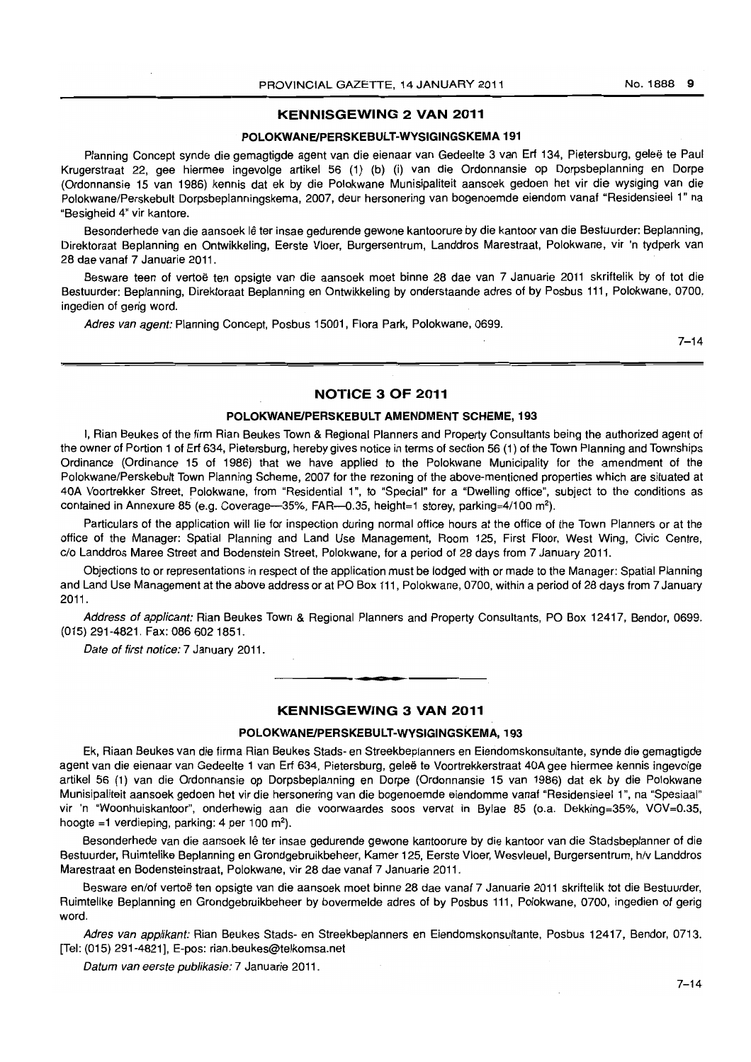## KENNISGEWING 2 VAN 2011

### POLOKWANE/PERSKEBULT-WYSIGINGSKEMA 191

Planning Concept synde die gemagtigde agent van die eienaar van Gedeelte 3 van Erf 134, Pietersburg, geleë te Paul Krugerstraat 22, gee hiermee ingevolge artikel 56 (1) (b) (i) van die Ordonnansie op Dorpsbeplanning en Dorpe (Ordonnansie 15 van 1986) kennis dat ek by die Polokwane Munisipaliteit aansoek gedoen het vir die wysiging van die Polokwane/Perskebult Dorpsbeplanningskema, 2007, deur hersonering van bogenoemde eiendom vanaf "Residensieel 1" na "Besigheid 4" vir kantore.

Besonderhede van die aansoek lê ter insae gedurende gewone kantoorure by die kantoor van die Bestuurder: Beplanning, Direktoraat Beplanning en Ontwikkeling, Eerste Vloer, Burgersentrum, Landdros Marestraat, Polokwane, vir 'n tydperk van 28 dae vanaf 7 Januarie 2011.

Besware teen of vertoë ten opsigte van die aansoek moet binne 28 dae van 7 Januarie 2011 skriftelik by of tot die Bestuurder: Beplanning, Direktoraat Beplanning en Ontwikkeling by onderstaande adres of by Posbus 111, Polokwane, 0700, ingedien of gerig word.

*Adres van agent:* Planning Concept, Posbus 15001, Flora Park, Polokwane, 0699.

7–14

## NOTICE 3 OF 2011

### POLOKWANE/PERSKEBULT AMENDMENT SCHEME, 193

I, Rian Beukes of the firm Rian Beukes Town & Regional Planners and Property Consultants being the authorized agent of the owner of Portion 1 of Erf 634, Pietersburg, hereby gives notice in terms of section 56 (1) of the Town Planning and Townships Ordinance (Ordinance 15 of 1986) that we have applied to the Polokwane Municipality for the amendment of the Polokwane/Perskebult Town Planning Scheme, 2007 for the rezoning of the above-mentioned properties which are situated at 40A Voortrekker Street, Polokwane, from "Residential 1", to "Special" for a "Dwelling office", subject to the conditions as contained in Annexure 85 (e.g. Coverage—35%, FAR—0.35, height=1 storey, parking=4/100 m²).

Particulars of the application will lie for inspection during normal office hours at the office of the Town Planners or at the office of the Manager: Spatial Planning and Land Use Management, Room 125, First Floor, West Wing, Civic Centre, c/o Landdros Maree Street and Bodenstein Street, Polokwane, for a period of 28 days from 7 January 2011.

Objections to or representations in respect of the application must be lodged with or made to the Manager: Spatial Planning and Land Use Management at the above address or at PO Box 111, Polokwane, 0700, within a period of 28 days from 7 January 2011.

*Address of applicant:* Rian Beukes Town & Regional Planners and Property Consultants, PO Box 12417, Bendor, 0699. (015) 291-4821. Fax: 086 602 1851.

*Date of first notice:* 7 January 2011.

## KENNISGEWING 3 VAN 2011

### POLOKWANE/PERSKEBULT-WYSIGINGSKEMA, 193

Ek, Riaan Beukes van die firma Rian Beukes Stads- en Streekbeplanners en Eiendomskonsultante, synde die gemagtigde agent van die eienaar van Gedeelte 1 van Erf 634, Pietersburg, geleë te Voortrekkerstraat 40A gee hiermee kennis ingevolge artikel 56 (1) van die Ordonnansie op Dorpsbeplanning en Dorpe (Ordonnansie 15 van 1986) dat ek by die Polokwane Munisipaliteit aansoek gedoen het vir die hersonering van die bogenoemde eiendomme vanaf "Residensieel 1", na "Spesiaal" vir 'n "Woonhuiskantoor", onderhewig aan die voorwaardes soos vervat in Bylae 85 (o.a. Dekking=35%, VOV=0.35, hoogte =1 verdieping, parking: 4 per 100 m²).

Besonderhede van die aansoek lê ter insae gedurende gewone kantoorure by die kantoor van die Stadsbeplanner of die Bestuurder, Ruimtelike Beplanning en Grondgebruikbeheer, Kamer 125, Eerste Vloer, Wesvleuel, Burgersentrum, h/v Landdros Marestraat en Bodensteinstraat, Polokwane, vir 28 dae vanaf 7 Januarie 2011.

Besware en/of vertoë ten opsigte van die aansoek moet binne 28 dae vanaf 7 Januarie 2011 skriftelik tot die Bestuurder, Ruimtelike Beplanning en Grondgebruikbeheer by bovermelde adres of by Posbus 111, Polokwane, 0700, ingedien of gerig word.

*Adres van applikant:* Rian Beukes Stads- en Streekbeplanners en Eiendomskonsultante, Posbus 12417, Bendor, 0713. [Tel: (015) 291-4821], E-pos: rian.beukes@telkomsa.net

*Datum van eerste publikasie:* 7 Januarie 2011.

7–14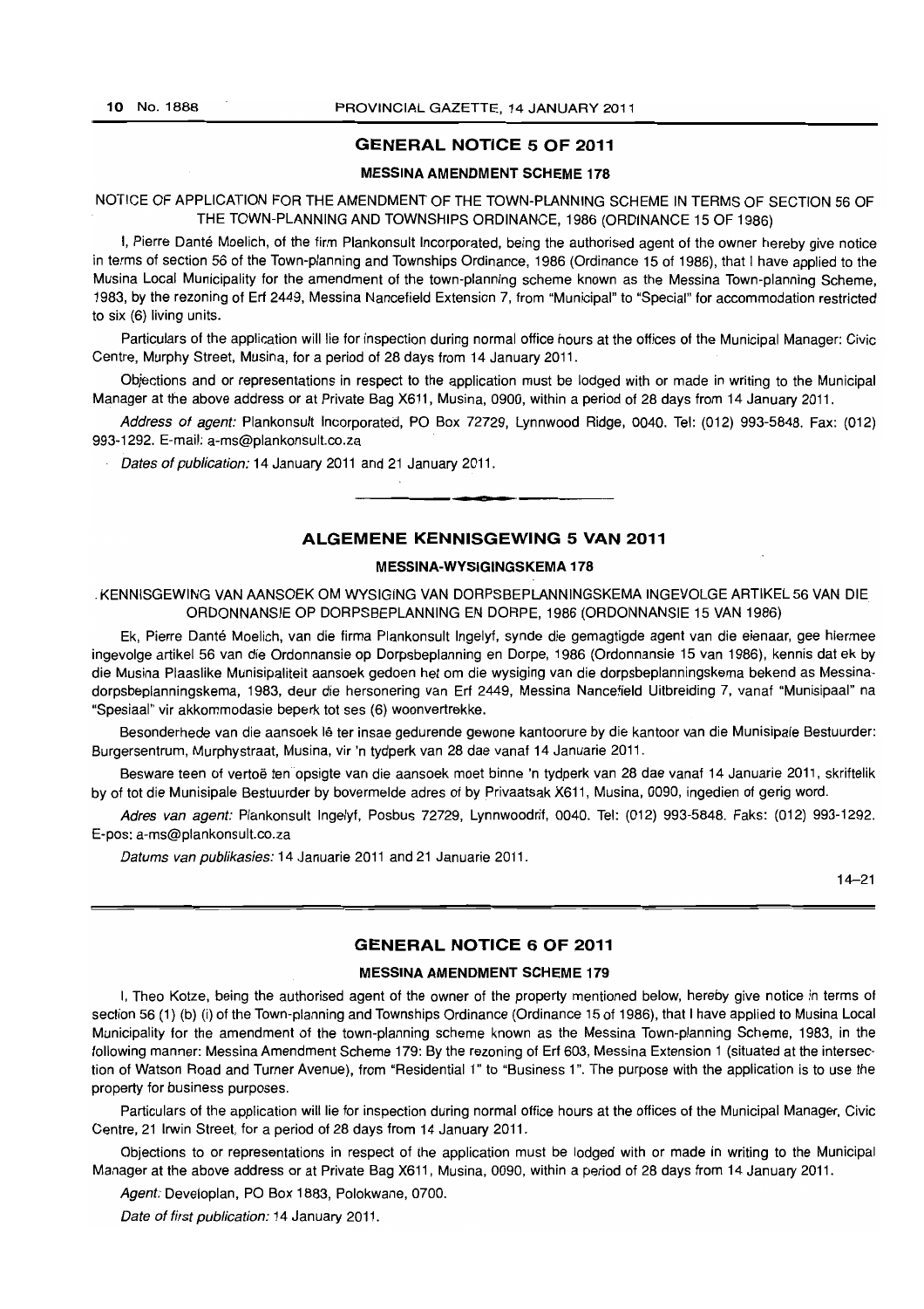## GENERAL NOTICE 5 OF 2011

### MESSINA AMENDMENT SCHEME 178

NOTICE OF APPLICATION FOR THE AMENDMENT OF THE TOWN-PLANNING SCHEME IN TERMS OF SECTION 56 OF THE TOWN-PLANNING AND TOWNSHIPS ORDINANCE, 1986 (ORDINANCE 15 OF 1986)

I, Pierre Danté Moelich, of the firm Plankonsult Incorporated, being the authorised agent of the owner hereby give notice in terms of section 56 of the Town-planning and Townships Ordinance, 1986 (Ordinance 15 of 1986), that I have applied to the Musina Local Municipality for the amendment of the town-planning scheme known as the Messina Town-planning Scheme, 1983, by the rezoning of Erf 2449, Messina Nancefield Extension 7, from "Municipal" to "Special" for accommodation restricted to six (6) living units.

Particulars of the application will lie for inspection during normal office hours at the offices of the Municipal Manager: Civic Centre, Murphy Street, Musina, for a period of 28 days from 14 January 2011.

Objections and or representations in respect to the application must be lodged with or made in writing to the Municipal Manager at the above address or at Private Bag X611, Musina, 0900, within a period of 28 days from 14 January 2011.

*Address of agent:* Plankonsult Incorporated, PO Box 72729, Lynnwood Ridge, 0040. Tel: (012) 993-5848. Fax: (012) 993-1292. E-mail: a-ms@plankonsult.co.za

*Dates of publication:* 14 January 2011 and 21 January 2011.

---

## ALGEMENE KENNISGEWING 5 VAN 2011

### MESSINA-WYSIGINGSKEMA 178

KENNISGEWING VAN AANSOEK OM WYSIGING VAN DORPSBEPLANNINGSKEMA INGEVOLGE ARTIKEL 56 VAN DIE ORDONNANSIE OP DORPSBEPLANNING EN DORPE, 1986 (ORDONNANSIE 15 VAN 1986)

Ek, Pierre Danté Moelich, van die firma Plankonsult Ingelyf, synde die gemagtigde agent van die eienaar, gee hiermee ingevolge artikel 56 van die Ordonnansie op Dorpsbeplanning en Dorpe, 1986 (Ordonnansie 15 van 1986), kennis dat ek by die Musina Plaaslike Munisipaliteit aansoek gedoen het om die wysiging van die dorpsbeplanningskema bekend as Messina-dorpsbeplanningskema, 1983, deur die hersonering van Erf 2449, Messina Nancefield Uitbreiding 7, vanaf "Munisipaal" na "Spesiaal" vir akkommodasie beperk tot ses (6) woonvertrekke.

Besonderhede van die aansoek lê ter insae gedurende gewone kantoorure by die kantoor van die Munisipale Bestuurder: Burgersentrum, Murphystraat, Musina, vir 'n tydperk van 28 dae vanaf 14 Januarie 2011.

Besware teen of vertoë ten opsigte van die aansoek moet binne 'n tydperk van 28 dae vanaf 14 Januarie 2011, skriftelik by of tot die Munisipale Bestuurder by bovermelde adres of by Privaatsak X611, Musina, 0090, ingedien of gerig word.

*Adres van agent:* Plankonsult Ingelyf, Posbus 72729, Lynnwoodrif, 0040. Tel: (012) 993-5848. Faks: (012) 993-1292. E-pos: a-ms@plankonsult.co.za

*Datums van publikasies:* 14 Januarie 2011 and 21 Januarie 2011.

14–21

---

## GENERAL NOTICE 6 OF 2011

### MESSINA AMENDMENT SCHEME 179

I, Theo Kotze, being the authorised agent of the owner of the property mentioned below, hereby give notice in terms of section 56 (1) (b) (i) of the Town-planning and Townships Ordinance (Ordinance 15 of 1986), that I have applied to Musina Local Municipality for the amendment of the town-planning scheme known as the Messina Town-planning Scheme, 1983, in the following manner: Messina Amendment Scheme 179: By the rezoning of Erf 603, Messina Extension 1 (situated at the intersection of Watson Road and Turner Avenue), from "Residential 1" to "Business 1". The purpose with the application is to use the property for business purposes.

Particulars of the application will lie for inspection during normal office hours at the offices of the Municipal Manager, Civic Centre, 21 Irwin Street, for a period of 28 days from 14 January 2011.

Objections to or representations in respect of the application must be lodged with or made in writing to the Municipal Manager at the above address or at Private Bag X611, Musina, 0090, within a period of 28 days from 14 January 2011.

*Agent:* Developlan, PO Box 1883, Polokwane, 0700.

*Date of first publication:* 14 January 2011.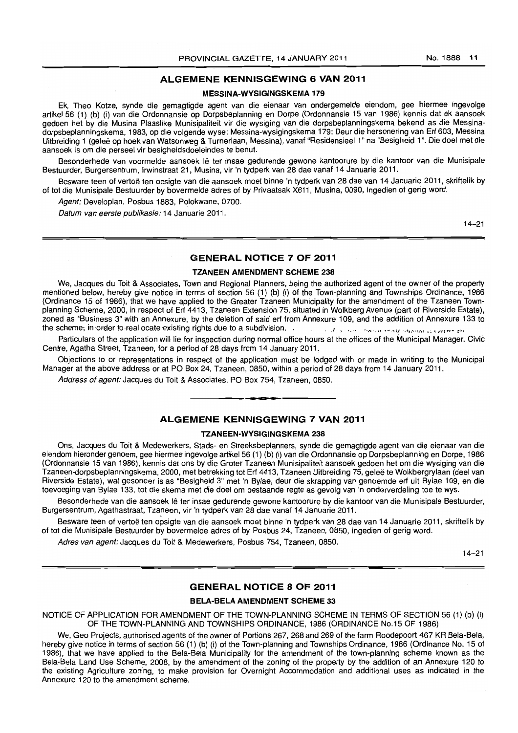## ALGEMENE KENNISGEWING 6 VAN 2011

### MESSINA-WYSIGINGSKEMA 179

Ek, Theo Kotze, synde die gemagtigde agent van die eienaar van ondergemelde eiendom, gee hiermee ingevolge artikel 56 (1) (b) (i) van die Ordonnansie op Dorpsbeplanning en Dorpe (Ordonnansie 15 van 1986) kennis dat ek aansoek gedoen het by die Musina Plaaslike Munisipaliteit vir die wysiging van die dorpsbeplanningskema bekend as die Messina-dorpsbeplanningskema, 1983, op die volgende wyse: Messina-wysigingskema 179: Deur die hersonering van Erf 603, Messina Uitbreiding 1 (geleë op hoek van Watsonweg & Turnerlaan, Messina), vanaf "Residensieel 1" na "Besigheid 1". Die doel met die aansoek is om die perseel vir besigheidsdoeleindes te benut.

Besonderhede van voormelde aansoek lê ter insae gedurende gewone kantoorure by die kantoor van die Munisipale Bestuurder, Burgersentrum, Irwinstraat 21, Musina, vir 'n tydperk van 28 dae vanaf 14 Januarie 2011.

Besware teen of vertoë ten opsigte van die aansoek moet binne 'n tydperk van 28 dae van 14 Januarie 2011, skriftelik by of tot die Munisipale Bestuurder by bovermelde adres of by Privaatsak X611, Musina, 0090, ingedien of gerig word.

*Agent:* Developlan, Posbus 1883, Polokwane, 0700.

*Datum van eerste publikasie:* 14 Januarie 2011.

14–21

## GENERAL NOTICE 7 OF 2011

### TZANEEN AMENDMENT SCHEME 238

We, Jacques du Toit & Associates, Town and Regional Planners, being the authorized agent of the owner of the property mentioned below, hereby give notice in terms of section 56 (1) (b) (i) of the Town-planning and Townships Ordinance, 1986 (Ordinance 15 of 1986), that we have applied to the Greater Tzaneen Municipality for the amendment of the Tzaneen Town-planning Scheme, 2000, in respect of Erf 4413, Tzaneen Extension 75, situated in Wolkberg Avenue (part of Riverside Estate), zoned as "Business 3" with an Annexure, by the deletion of said erf from Annexure 109, and the addition of Annexure 133 to the scheme, in order to reallocate existing rights due to a subdivision.

Particulars of the application will lie for inspection during normal office hours at the offices of the Municipal Manager, Civic Centre, Agatha Street, Tzaneen, for a period of 28 days from 14 January 2011.

Objections to or representations in respect of the application must be lodged with or made in writing to the Municipal Manager at the above address or at PO Box 24, Tzaneen, 0850, within a period of 28 days from 14 January 2011.

*Address of agent:* Jacques du Toit & Associates, PO Box 754, Tzaneen, 0850.

## ALGEMENE KENNISGEWING 7 VAN 2011

### TZANEEN-WYSIGINGSKEMA 238

Ons, Jacques du Toit & Medewerkers, Stads- en Streeksbeplanners, synde die gemagtigde agent van die eienaar van die eiendom hieronder genoem, gee hiermee ingevolge artikel 56 (1) (b) (i) van die Ordonnansie op Dorpsbeplanning en Dorpe, 1986 (Ordonnansie 15 van 1986), kennis dat ons by die Groter Tzaneen Munisipaliteit aansoek gedoen het om die wysiging van die Tzaneen-dorpsbeplanningskema, 2000, met betrekking tot Erf 4413, Tzaneen Uitbreiding 75, geleë te Wolkbergrylaan (deel van Riverside Estate), wat gesoneer is as "Besigheid 3" met 'n Bylae, deur die skrapping van genoemde erf uit Bylae 109, en die toevoeging van Bylae 133, tot die skema met die doel om bestaande regte as gevolg van 'n onderverdeling toe te wys.

Besonderhede van die aansoek lê ter insae gedurende gewone kantoorure by die kantoor van die Munisipale Bestuurder, Burgersentrum, Agathastraat, Tzaneen, vir 'n tydperk van 28 dae vanaf 14 Januarie 2011.

Besware teen of vertoë ten opsigte van die aansoek moet binne 'n tydperk van 28 dae van 14 Januarie 2011, skriftelik by of tot die Munisipale Bestuurder by bovermelde adres of by Posbus 24, Tzaneen, 0850, ingedien of gerig word.

*Adres van agent:* Jacques du Toit & Medewerkers, Posbus 754, Tzaneen, 0850.

14–21

## GENERAL NOTICE 8 OF 2011

### BELA-BELA AMENDMENT SCHEME 33

NOTICE OF APPLICATION FOR AMENDMENT OF THE TOWN-PLANNING SCHEME IN TERMS OF SECTION 56 (1) (b) (i) OF THE TOWN-PLANNING AND TOWNSHIPS ORDINANCE, 1986 (ORDINANCE No.15 OF 1986)

We, Geo Projects, authorised agents of the owner of Portions 267, 268 and 269 of the farm Roodepoort 467 KR Bela-Bela, hereby give notice in terms of section 56 (1) (b) (i) of the Town-planning and Townships Ordinance, 1986 (Ordinance No. 15 of 1986), that we have applied to the Bela-Bela Municipality for the amendment of the town-planning scheme known as the Bela-Bela Land Use Scheme, 2008, by the amendment of the zoning of the property by the addition of an Annexure 120 to the existing Agriculture zoning, to make provision for Overnight Accommodation and additional uses as indicated in the Annexure 120 to the amendment scheme.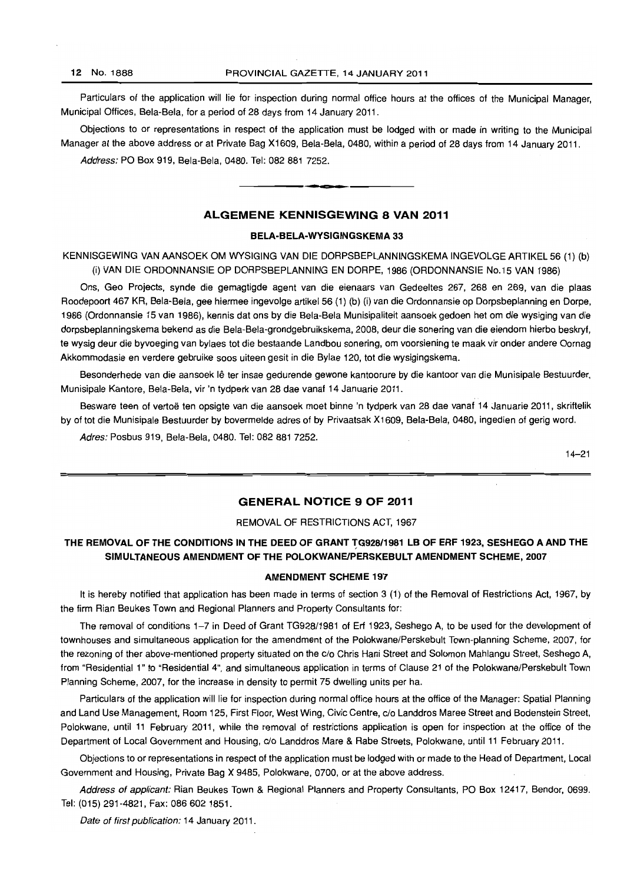Particulars of the application will lie for inspection during normal office hours at the offices of the Municipal Manager, Municipal Offices, Bela-Bela, for a period of 28 days from 14 January 2011.

Objections to or representations in respect of the application must be lodged with or made in writing to the Municipal Manager at the above address or at Private Bag X1609, Bela-Bela, 0480, within a period of 28 days from 14 January 2011.

*Address:* PO Box 919, Bela-Bela, 0480. Tel: 082 881 7252.

---

## ALGEMENE KENNISGEWING 8 VAN 2011

### BELA-BELA-WYSIGINGSKEMA 33

KENNISGEWING VAN AANSOEK OM WYSIGING VAN DIE DORPSBEPLANNINGSKEMA INGEVOLGE ARTIKEL 56 (1) (b) (i) VAN DIE ORDONNANSIE OP DORPSBEPLANNING EN DORPE, 1986 (ORDONNANSIE No.15 VAN 1986)

Ons, Geo Projects, synde die gemagtigde agent van die eienaars van Gedeeltes 267, 268 en 269, van die plaas Roodepoort 467 KR, Bela-Bela, gee hiermee ingevolge artikel 56 (1) (b) (i) van die Ordonnansie op Dorpsbeplanning en Dorpe, 1986 (Ordonnansie 15 van 1986), kennis dat ons by die Bela-Bela Munisipaliteit aansoek gedoen het om die wysiging van die dorpsbeplanningskema bekend as die Bela-Bela-grondgebruikskema, 2008, deur die sonering van die eiendom hierbo beskryf, te wysig deur die byvoeging van bylaes tot die bestaande Landbou sonering, om voorsiening te maak vir onder andere Oornag Akkommodasie en verdere gebruike soos uiteen gesit in die Bylae 120, tot die wysigingskema.

Besonderhede van die aansoek lê ter insae gedurende gewone kantoorure by die kantoor van die Munisipale Bestuurder, Munisipale Kantore, Bela-Bela, vir 'n tydperk van 28 dae vanaf 14 Januarie 2011.

Besware teen of vertoë ten opsigte van die aansoek moet binne 'n tydperk van 28 dae vanaf 14 Januarie 2011, skriftelik by of tot die Munisipale Bestuurder by bovermelde adres of by Privaatsak X1609, Bela-Bela, 0480, ingedien of gerig word.

*Adres:* Posbus 919, Bela-Bela, 0480. Tel: 082 881 7252.

14–21

---

## GENERAL NOTICE 9 OF 2011

REMOVAL OF RESTRICTIONS ACT, 1967

### THE REMOVAL OF THE CONDITIONS IN THE DEED OF GRANT TG928/1981 LB OF ERF 1923, SESHEGO A AND THE SIMULTANEOUS AMENDMENT OF THE POLOKWANE/PERSKEBULT AMENDMENT SCHEME, 2007

### AMENDMENT SCHEME 197

It is hereby notified that application has been made in terms of section 3 (1) of the Removal of Restrictions Act, 1967, by the firm Rian Beukes Town and Regional Planners and Property Consultants for:

The removal of conditions 1–7 in Deed of Grant TG928/1981 of Erf 1923, Seshego A, to be used for the development of townhouses and simultaneous application for the amendment of the Polokwane/Perskebult Town-planning Scheme, 2007, for the rezoning of ther above-mentioned property situated on the c/o Chris Hani Street and Solomon Mahlangu Street, Seshego A, from "Residential 1" to "Residential 4", and simultaneous application in terms of Clause 21 of the Polokwane/Perskebult Town Planning Scheme, 2007, for the increase in density to permit 75 dwelling units per ha.

Particulars of the application will lie for inspection during normal office hours at the office of the Manager: Spatial Planning and Land Use Management, Room 125, First Floor, West Wing, Civic Centre, c/o Landdros Maree Street and Bodenstein Street, Polokwane, until 11 February 2011, while the removal of restrictions application is open for inspection at the office of the Department of Local Government and Housing, c/o Landdros Mare & Rabe Streets, Polokwane, until 11 February 2011.

Objections to or representations in respect of the application must be lodged with or made to the Head of Department, Local Government and Housing, Private Bag X 9485, Polokwane, 0700, or at the above address.

*Address of applicant:* Rian Beukes Town & Regional Planners and Property Consultants, PO Box 12417, Bendor, 0699. Tel: (015) 291-4821, Fax: 086 602 1851.

*Date of first publication:* 14 January 2011.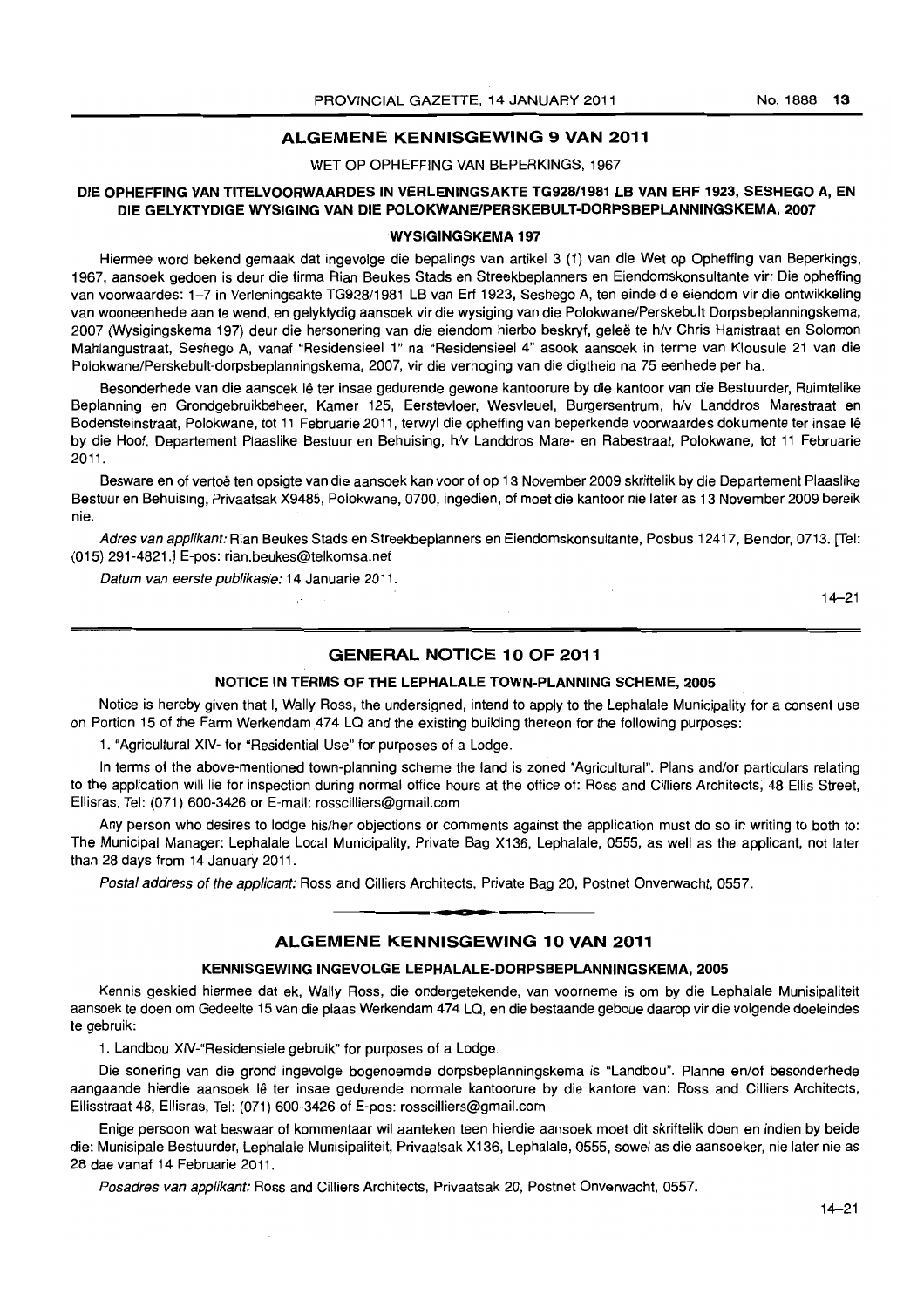## ALGEMENE KENNISGEWING 9 VAN 2011

WET OP OPHEFFING VAN BEPERKINGS, 1967

### DIE OPHEFFING VAN TITELVOORWAARDES IN VERLENINGSAKTE TG928/1981 LB VAN ERF 1923, SESHEGO A, EN DIE GELYKTYDIGE WYSIGING VAN DIE POLOKWANE/PERSKEBULT-DORPSBEPLANNINGSKEMA, 2007

#### WYSIGINGSKEMA 197

Hiermee word bekend gemaak dat ingevolge die bepalings van artikel 3 (1) van die Wet op Opheffing van Beperkings, 1967, aansoek gedoen is deur die firma Rian Beukes Stads en Streekbeplanners en Eiendomskonsultante vir: Die opheffing van voorwaardes: 1–7 in Verleningsakte TG928/1981 LB van Erf 1923, Seshego A, ten einde die eiendom vir die ontwikkeling van wooneenhede aan te wend, en gelyktydig aansoek vir die wysiging van die Polokwane/Perskebult Dorpsbeplanningskema, 2007 (Wysigingskema 197) deur die hersonering van die eiendom hierbo beskryf, geleë te h/v Chris Hanistraat en Solomon Mahlangustraat, Seshego A, vanaf "Residensieel 1" na "Residensieel 4" asook aansoek in terme van Klousule 21 van die Polokwane/Perskebult-dorpsbeplanningskema, 2007, vir die verhoging van die digtheid na 75 eenhede per ha.

Besonderhede van die aansoek lê ter insae gedurende gewone kantoorure by die kantoor van die Bestuurder, Ruimtelike Beplanning en Grondgebruikbeheer, Kamer 125, Eerstevloer, Wesvleuel, Burgersentrum, h/v Landdros Marestraat en Bodensteinstraat, Polokwane, tot 11 Februarie 2011, terwyl die opheffing van beperkende voorwaardes dokumente ter insae lê by die Hoof, Departement Plaaslike Bestuur en Behuising, h/v Landdros Mare- en Rabestraat, Polokwane, tot 11 Februarie 2011.

Besware en of vertoë ten opsigte van die aansoek kan voor of op 13 November 2009 skriftelik by die Departement Plaaslike Bestuur en Behuising, Privaatsak X9485, Polokwane, 0700, ingedien, of moet die kantoor nie later as 13 November 2009 bereik nie.

*Adres van applikant:* Rian Beukes Stads en Streekbeplanners en Eiendomskonsultante, Posbus 12417, Bendor, 0713. [Tel: (015) 291-4821.] E-pos: rian.beukes@telkomsa.net

*Datum van eerste publikasie:* 14 Januarie 2011.

14–21

---

## GENERAL NOTICE 10 OF 2011

### NOTICE IN TERMS OF THE LEPHALALE TOWN-PLANNING SCHEME, 2005

Notice is hereby given that I, Wally Ross, the undersigned, intend to apply to the Lephalale Municipality for a consent use on Portion 15 of the Farm Werkendam 474 LQ and the existing building thereon for the following purposes:

1. "Agricultural XIV- for "Residential Use" for purposes of a Lodge.

In terms of the above-mentioned town-planning scheme the land is zoned "Agricultural". Plans and/or particulars relating to the application will lie for inspection during normal office hours at the office of: Ross and Cilliers Architects, 48 Ellis Street, Ellisras, Tel: (071) 600-3426 or E-mail: rosscilliers@gmail.com

Any person who desires to lodge his/her objections or comments against the application must do so in writing to both to: The Municipal Manager: Lephalale Local Municipality, Private Bag X136, Lephalale, 0555, as well as the applicant, not later than 28 days from 14 January 2011.

*Postal address of the applicant:* Ross and Cilliers Architects, Private Bag 20, Postnet Onverwacht, 0557.

---

## ALGEMENE KENNISGEWING 10 VAN 2011

### KENNISGEWING INGEVOLGE LEPHALALE-DORPSBEPLANNINGSKEMA, 2005

Kennis geskied hiermee dat ek, Wally Ross, die ondergetekende, van voorneme is om by die Lephalale Munisipaliteit aansoek te doen om Gedeelte 15 van die plaas Werkendam 474 LQ, en die bestaande geboue daarop vir die volgende doeleindes te gebruik:

1. Landbou XIV-"Residensiele gebruik" for purposes of a Lodge.

Die sonering van die grond ingevolge bogenoemde dorpsbeplanningskema is "Landbou". Planne en/of besonderhede aangaande hierdie aansoek lê ter insae gedurende normale kantoorure by die kantore van: Ross and Cilliers Architects, Ellisstraat 48, Ellisras, Tel: (071) 600-3426 of E-pos: rosscilliers@gmail.com

Enige persoon wat beswaar of kommentaar wil aanteken teen hierdie aansoek moet dit skriftelik doen en indien by beide die: Munisipale Bestuurder, Lephalale Munisipaliteit, Privaatsak X136, Lephalale, 0555, sowel as die aansoeker, nie later nie as 28 dae vanaf 14 Februarie 2011.

*Posadres van applikant:* Ross and Cilliers Architects, Privaatsak 20, Postnet Onverwacht, 0557.

14–21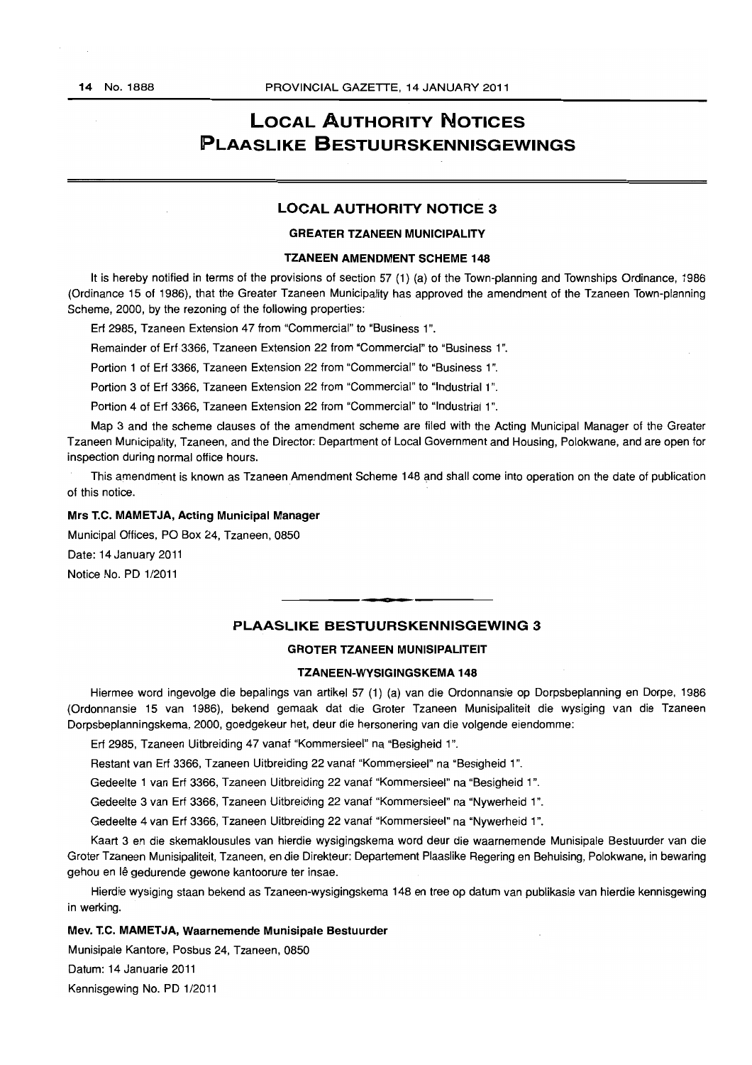# LOCAL AUTHORITY NOTICES
# PLAASLIKE BESTUURSKENNISGEWINGS

## LOCAL AUTHORITY NOTICE 3

### GREATER TZANEEN MUNICIPALITY

### TZANEEN AMENDMENT SCHEME 148

It is hereby notified in terms of the provisions of section 57 (1) (a) of the Town-planning and Townships Ordinance, 1986 (Ordinance 15 of 1986), that the Greater Tzaneen Municipality has approved the amendment of the Tzaneen Town-planning Scheme, 2000, by the rezoning of the following properties:

Erf 2985, Tzaneen Extension 47 from "Commercial" to "Business 1".

Remainder of Erf 3366, Tzaneen Extension 22 from "Commercial" to "Business 1".

Portion 1 of Erf 3366, Tzaneen Extension 22 from "Commercial" to "Business 1".

Portion 3 of Erf 3366, Tzaneen Extension 22 from "Commercial" to "Industrial 1".

Portion 4 of Erf 3366, Tzaneen Extension 22 from "Commercial" to "Industrial 1".

Map 3 and the scheme clauses of the amendment scheme are filed with the Acting Municipal Manager of the Greater Tzaneen Municipality, Tzaneen, and the Director: Department of Local Government and Housing, Polokwane, and are open for inspection during normal office hours.

This amendment is known as Tzaneen Amendment Scheme 148 and shall come into operation on the date of publication of this notice.

**Mrs T.C. MAMETJA, Acting Municipal Manager**

Municipal Offices, PO Box 24, Tzaneen, 0850

Date: 14 January 2011

Notice No. PD 1/2011

## PLAASLIKE BESTUURSKENNISGEWING 3

### GROTER TZANEEN MUNISIPALITEIT

### TZANEEN-WYSIGINGSKEMA 148

Hiermee word ingevolge die bepalings van artikel 57 (1) (a) van die Ordonnansie op Dorpsbeplanning en Dorpe, 1986 (Ordonnansie 15 van 1986), bekend gemaak dat die Groter Tzaneen Munisipaliteit die wysiging van die Tzaneen Dorpsbeplanningskema, 2000, goedgekeur het, deur die hersonering van die volgende eiendomme:

Erf 2985, Tzaneen Uitbreiding 47 vanaf "Kommersieel" na "Besigheid 1".

Restant van Erf 3366, Tzaneen Uitbreiding 22 vanaf "Kommersieel" na "Besigheid 1".

Gedeelte 1 van Erf 3366, Tzaneen Uitbreiding 22 vanaf "Kommersieel" na "Besigheid 1".

Gedeelte 3 van Erf 3366, Tzaneen Uitbreiding 22 vanaf "Kommersieel" na "Nywerheid 1".

Gedeelte 4 van Erf 3366, Tzaneen Uitbreiding 22 vanaf "Kommersieel" na "Nywerheid 1".

Kaart 3 en die skemaklousules van hierdie wysigingskema word deur die waarnemende Munisipale Bestuurder van die Groter Tzaneen Munisipaliteit, Tzaneen, en die Direkteur: Departement Plaaslike Regering en Behuising, Polokwane, in bewaring gehou en lê gedurende gewone kantoorure ter insae.

Hierdie wysiging staan bekend as Tzaneen-wysigingskema 148 en tree op datum van publikasie van hierdie kennisgewing in werking.

**Mev. T.C. MAMETJA, Waarnemende Munisipale Bestuurder**

Munisipale Kantore, Posbus 24, Tzaneen, 0850

Datum: 14 Januarie 2011

Kennisgewing No. PD 1/2011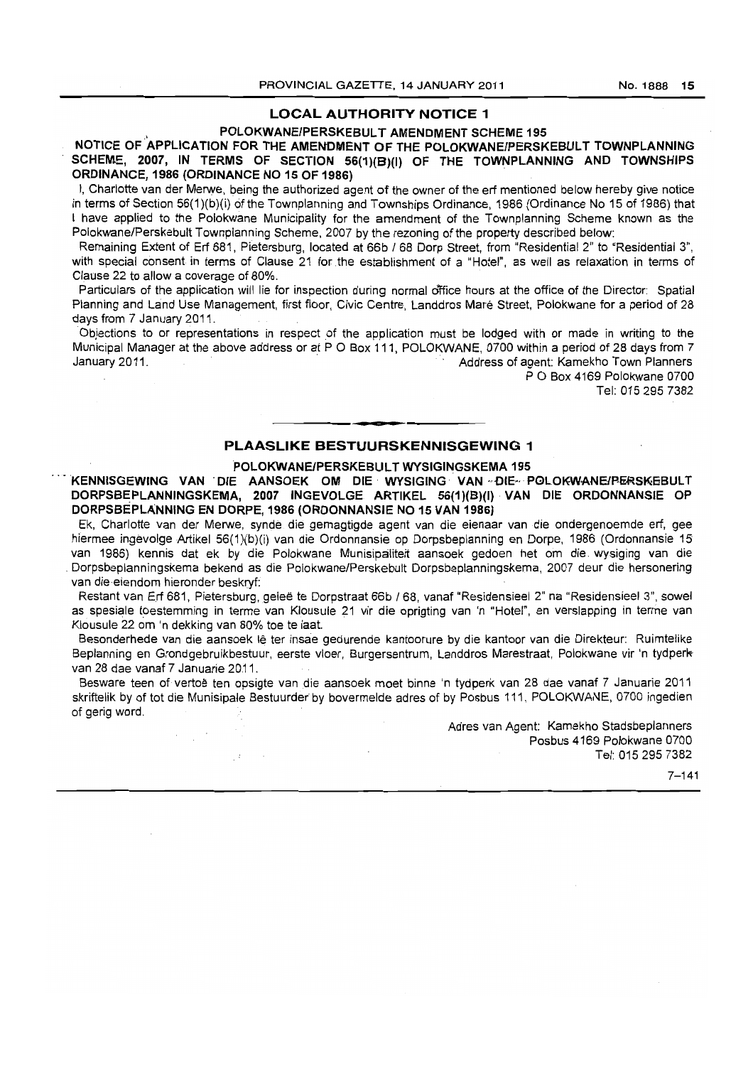## LOCAL AUTHORITY NOTICE 1

### POLOKWANE/PERSKEBULT AMENDMENT SCHEME 195

**NOTICE OF APPLICATION FOR THE AMENDMENT OF THE POLOKWANE/PERSKEBULT TOWNPLANNING SCHEME, 2007, IN TERMS OF SECTION 56(1)(B)(I) OF THE TOWNPLANNING AND TOWNSHIPS ORDINANCE, 1986 (ORDINANCE NO 15 OF 1986)**

I, Charlotte van der Merwe, being the authorized agent of the owner of the erf mentioned below hereby give notice in terms of Section 56(1)(b)(i) of the Townplanning and Townships Ordinance, 1986 (Ordinance No 15 of 1986) that I have applied to the Polokwane Municipality for the amendment of the Townplanning Scheme known as the Polokwane/Perskebult Townplanning Scheme, 2007 by the rezoning of the property described below:

Remaining Extent of Erf 681, Pietersburg, located at 66b / 68 Dorp Street, from "Residential 2" to "Residential 3", with special consent in terms of Clause 21 for the establishment of a "Hotel", as well as relaxation in terms of Clause 22 to allow a coverage of 80%.

Particulars of the application will lie for inspection during normal office hours at the office of the Director: Spatial Planning and Land Use Management, first floor, Civic Centre, Landdros Maré Street, Polokwane for a period of 28 days from 7 January 2011.

Objections to or representations in respect of the application must be lodged with or made in writing to the Municipal Manager at the above address or at P O Box 111, POLOKWANE, 0700 within a period of 28 days from 7 January 2011.

Address of agent: Kamekho Town Planners
P O Box 4169 Polokwane 0700
Tel: 015 295 7382

---

## PLAASLIKE BESTUURSKENNISGEWING 1

### POLOKWANE/PERSKEBULT WYSIGINGSKEMA 195

**KENNISGEWING VAN DIE AANSOEK OM DIE WYSIGING VAN DIE POLOKWANE/PERSKEBULT DORPSBEPLANNINGSKEMA, 2007 INGEVOLGE ARTIKEL 56(1)(B)(I) VAN DIE ORDONNANSIE OP DORPSBEPLANNING EN DORPE, 1986 (ORDONNANSIE NO 15 VAN 1986)**

Ek, Charlotte van der Merwe, synde die gemagtigde agent van die eienaar van die ondergenoemde erf, gee hiermee ingevolge Artikel 56(1)(b)(i) van die Ordonnansie op Dorpsbeplanning en Dorpe, 1986 (Ordonnansie 15 van 1986) kennis dat ek by die Polokwane Munisipaliteit aansoek gedoen het om die wysiging van die Dorpsbeplanningskema bekend as die Polokwane/Perskebult Dorpsbeplanningskema, 2007 deur die hersonering van die eiendom hieronder beskryf:

Restant van Erf 681, Pietersburg, geleë te Dorpstraat 66b / 68, vanaf "Residensieel 2" na "Residensieel 3", sowel as spesiale toestemming in terme van Klousule 21 vir die oprigting van 'n "Hotel", en verslapping in terme van Klousule 22 om 'n dekking van 80% toe te laat.

Besonderhede van die aansoek lê ter insae gedurende kantoorure by die kantoor van die Direkteur: Ruimtelike Beplanning en Grondgebruikbestuur, eerste vloer, Burgersentrum, Landdros Marestraat, Polokwane vir 'n tydperk van 28 dae vanaf 7 Januarie 2011.

Besware teen of vertoë ten opsigte van die aansoek moet binne 'n tydperk van 28 dae vanaf 7 Januarie 2011 skriftelik by of tot die Munisipale Bestuurder by bovermelde adres of by Posbus 111, POLOKWANE, 0700 ingedien of gerig word.

Adres van Agent: Kamekho Stadsbeplanners
Posbus 4169 Polokwane 0700
Tel: 015 295 7382

7–14

1